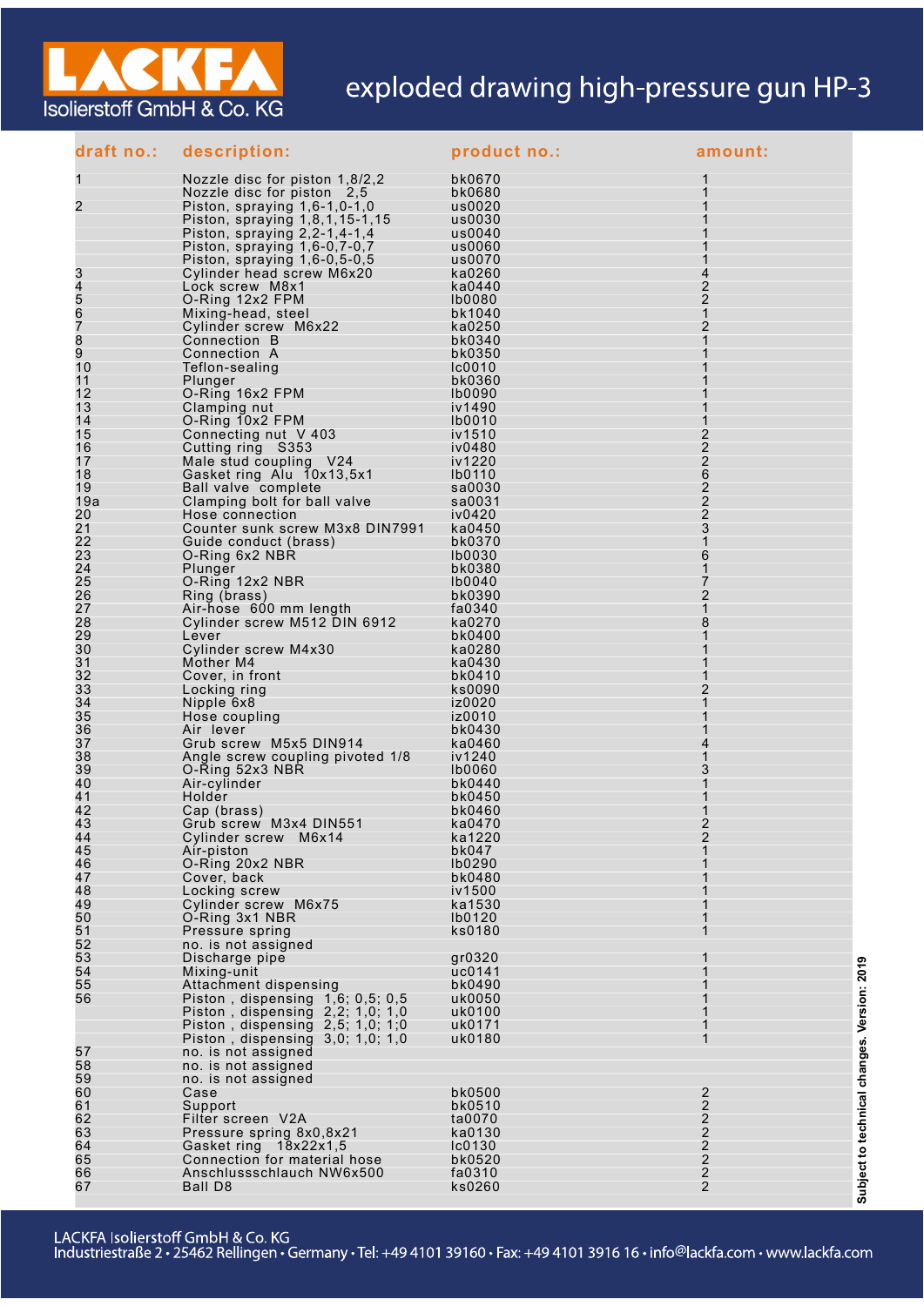LACKFA Isolierstoff GmbH & Co. KG

# exploded drawing high-pressure gun HP-3

| draft no.: | description: | product no.: | amount: |
|---|---|---|---|
| 1 | Nozzle disc for piston 1,8/2,2 | bk0670 | 1 |
| | Nozzle disc for piston 2,5 | bk0680 | 1 |
| 2 | Piston, spraying 1,6-1,0-1,0 | us0020 | 1 |
| | Piston, spraying 1,8,1,15-1,15 | us0030 | 1 |
| | Piston, spraying 2,2-1,4-1,4 | us0040 | 1 |
| | Piston, spraying 1,6-0,7-0,7 | us0060 | 1 |
| | Piston, spraying 1,6-0,5-0,5 | us0070 | 1 |
| 3 | Cylinder head screw M6x20 | ka0260 | 4 |
| 4 | Lock screw M8x1 | ka0440 | 2 |
| 5 | O-Ring 12x2 FPM | lb0080 | 2 |
| 6 | Mixing-head, steel | bk1040 | 1 |
| 7 | Cylinder screw M6x22 | ka0250 | 2 |
| 8 | Connection B | bk0340 | 1 |
| 9 | Connection A | bk0350 | 1 |
| 10 | Teflon-sealing | lc0010 | 1 |
| 11 | Plunger | bk0360 | 1 |
| 12 | O-Ring 16x2 FPM | lb0090 | 1 |
| 13 | Clamping nut | iv1490 | 1 |
| 14 | O-Ring 10x2 FPM | lb0010 | 1 |
| 15 | Connecting nut V 403 | iv1510 | 2 |
| 16 | Cutting ring S353 | iv0480 | 2 |
| 17 | Male stud coupling V24 | iv1220 | 2 |
| 18 | Gasket ring Alu 10x13,5x1 | lb0110 | 6 |
| 19 | Ball valve complete | sa0030 | 2 |
| 19a | Clamping bolt for ball valve | sa0031 | 2 |
| 20 | Hose connection | iv0420 | 2 |
| 21 | Counter sunk screw M3x8 DIN7991 | ka0450 | 3 |
| 22 | Guide conduct (brass) | bk0370 | 1 |
| 23 | O-Ring 6x2 NBR | lb0030 | 6 |
| 24 | Plunger | bk0380 | 1 |
| 25 | O-Ring 12x2 NBR | lb0040 | 7 |
| 26 | Ring (brass) | bk0390 | 2 |
| 27 | Air-hose 600 mm length | fa0340 | 1 |
| 28 | Cylinder screw M512 DIN 6912 | ka0270 | 8 |
| 29 | Lever | bk0400 | 1 |
| 30 | Cylinder screw M4x30 | ka0280 | 1 |
| 31 | Mother M4 | ka0430 | 1 |
| 32 | Cover, in front | bk0410 | 1 |
| 33 | Locking ring | ks0090 | 2 |
| 34 | Nipple 6x8 | iz0020 | 1 |
| 35 | Hose coupling | iz0010 | 1 |
| 36 | Air lever | bk0430 | 1 |
| 37 | Grub screw M5x5 DIN914 | ka0460 | 4 |
| 38 | Angle screw coupling pivoted 1/8 | iv1240 | 1 |
| 39 | O-Ring 52x3 NBR | lb0060 | 3 |
| 40 | Air-cylinder | bk0440 | 1 |
| 41 | Holder | bk0450 | 1 |
| 42 | Cap (brass) | bk0460 | 1 |
| 43 | Grub screw M3x4 DIN551 | ka0470 | 2 |
| 44 | Cylinder screw M6x14 | ka1220 | 2 |
| 45 | Air-piston | bk047 | 1 |
| 46 | O-Ring 20x2 NBR | lb0290 | 1 |
| 47 | Cover, back | bk0480 | 1 |
| 48 | Locking screw | iv1500 | 1 |
| 49 | Cylinder screw M6x75 | ka1530 | 1 |
| 50 | O-Ring 3x1 NBR | lb0120 | 1 |
| 51 | Pressure spring | ks0180 | 1 |
| 52 | no. is not assigned | | |
| 53 | Discharge pipe | gr0320 | 1 |
| 54 | Mixing-unit | uc0141 | 1 |
| 55 | Attachment dispensing | bk0490 | 1 |
| 56 | Piston , dispensing 1,6; 0,5; 0,5 | uk0050 | 1 |
| | Piston , dispensing 2,2; 1,0; 1,0 | uk0100 | 1 |
| | Piston , dispensing 2,5; 1,0; 1;0 | uk0171 | 1 |
| | Piston , dispensing 3,0; 1,0; 1,0 | uk0180 | 1 |
| 57 | no. is not assigned | | |
| 58 | no. is not assigned | | |
| 59 | no. is not assigned | | |
| 60 | Case | bk0500 | 2 |
| 61 | Support | bk0510 | 2 |
| 62 | Filter screen V2A | ta0070 | 2 |
| 63 | Pressure spring 8x0,8x21 | ka0130 | 2 |
| 64 | Gasket ring 18x22x1,5 | lc0130 | 2 |
| 65 | Connection for material hose | bk0520 | 2 |
| 66 | Anschlussschlauch NW6x500 | fa0310 | 2 |
| 67 | Ball D8 | ks0260 | 2 |

Subject to technical changes. Version: 2019

LACKFA Isolierstoff GmbH & Co. KG
Industriestraße 2 • 25462 Rellingen • Germany • Tel: +49 4101 39160 • Fax: +49 4101 3916 16 • info@lackfa.com • www.lackfa.com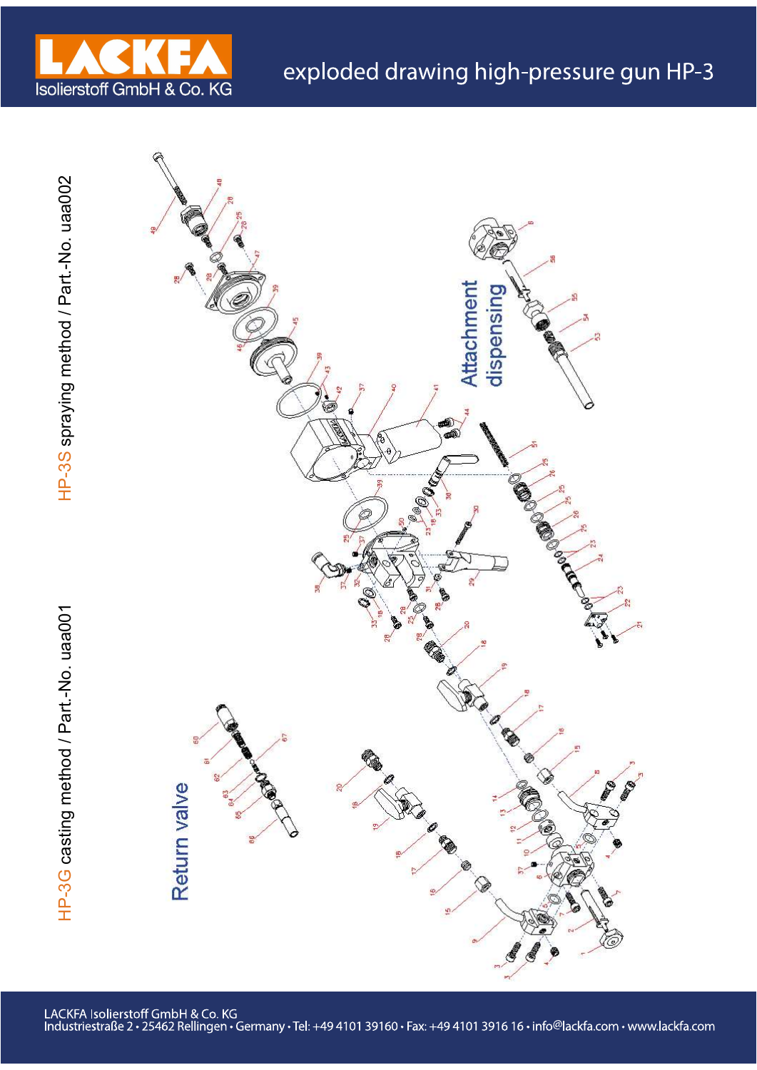# exploded drawing high-pressure gun HP-3

HP-3S spraying method / Part.-No. uaa002

HP-3G casting method / Part.-No. uaa001

Attachment dispensing

Return valve

49
48
28
25
26
47
28
39
45
46
39
43
42
37
40
41
44
39
25
37
50
23
18
33
30
32
38
37
33
18
28
28
22
28
31
28
30
29
51
25
26
25
25
26
25
23
24
23
22
21
8
56
55
54
53
20
18
19
18
17
16
15
8
14
13
12
11
10
3
3
5
4
37
6
5
7
2
1
9
3
3
4
60
61
67
62
63
64
65
66
20
18
19
18
17
16
15

LACKFA Isolierstoff GmbH & Co. KG
Industriestraße 2 · 25462 Rellingen · Germany · Tel: +49 4101 39160 · Fax: +49 4101 3916 16 · info@lackfa.com · www.lackfa.com